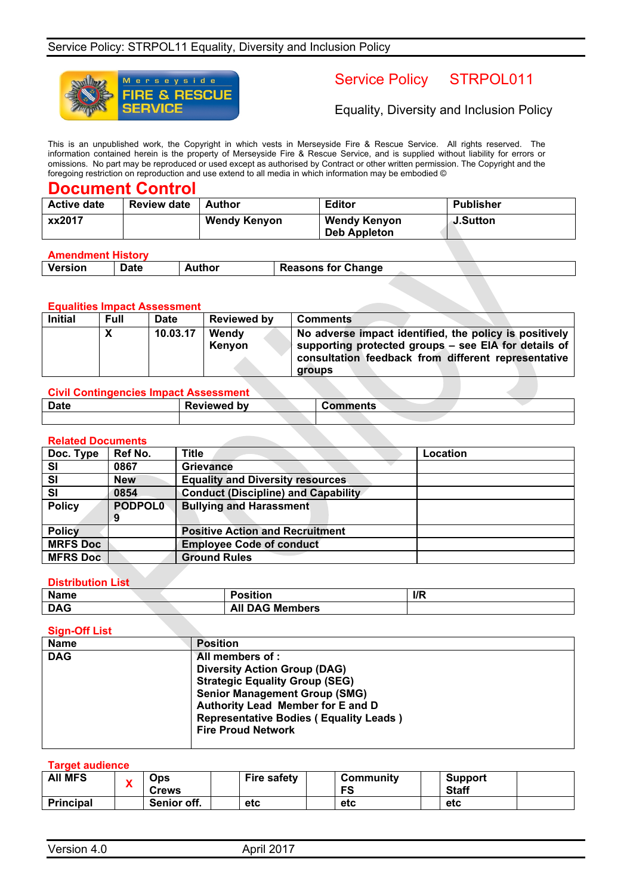Merseyside FIRE & RESCUE SERVICE

# Service Policy STRPOL011

Equality, Diversity and Inclusion Policy

This is an unpublished work, the Copyright in which vests in Merseyside Fire & Rescue Service. All rights reserved. The information contained herein is the property of Merseyside Fire & Rescue Service, and is supplied without liability for errors or omissions. No part may be reproduced or used except as authorised by Contract or other written permission. The Copyright and the foregoing restriction on reproduction and use extend to all media in which information may be embodied ©

# Document Control

| Active date | Review date | Author | Editor | Publisher |
|---|---|---|---|---|
| xx2017 | | Wendy Kenyon | Wendy Kenyon<br>Deb Appleton | J.Sutton |

## Amendment History

| Version | Date | Author | Reasons for Change |
|---|---|---|---|
| | | | |

## Equalities Impact Assessment

| Initial | Full | Date | Reviewed by | Comments |
|---|---|---|---|---|
| | X | 10.03.17 | Wendy Kenyon | No adverse impact identified, the policy is positively supporting protected groups – see EIA for details of consultation feedback from different representative groups |

## Civil Contingencies Impact Assessment

| Date | Reviewed by | Comments |
|---|---|---|
| | | |

## Related Documents

| Doc. Type | Ref No. | Title | Location |
|---|---|---|---|
| SI | 0867 | Grievance | |
| SI | New | Equality and Diversity resources | |
| SI | 0854 | Conduct (Discipline) and Capability | |
| Policy | PODPOL09 | Bullying and Harassment | |
| Policy | | Positive Action and Recruitment | |
| MRFS Doc | | Employee Code of conduct | |
| MFRS Doc | | Ground Rules | |

## Distribution List

| Name | Position | I/R |
|---|---|---|
| DAG | All DAG Members | |

## Sign-Off List

| Name | Position |
|---|---|
| DAG | All members of :<br>Diversity Action Group (DAG)<br>Strategic Equality Group (SEG)<br>Senior Management Group (SMG)<br>Authority Lead Member for E and D<br>Representative Bodies ( Equality Leads )<br>Fire Proud Network |

## Target audience

| All MFS | X | Ops Crews | | Fire safety | | Community FS | | Support Staff | |
|---|---|---|---|---|---|---|---|---|---|
| Principal | | Senior off. | | etc | | etc | | etc | |

Version 4.0 April 2017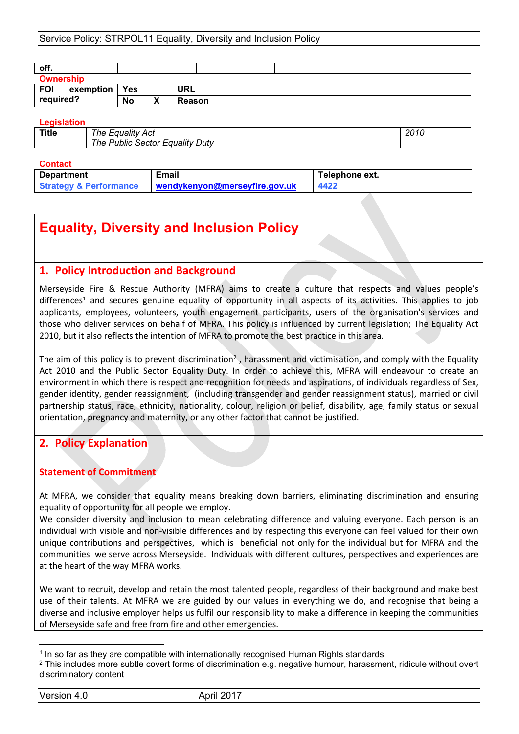| off. | | | | | | | | | | |
|---|---|---|---|---|---|---|---|---|---|---|

**Ownership**

| FOI exemption required? | Yes | | URL | |
|---|---|---|---|---|
| | No | X | Reason | |

**Legislation**

| Title | *The Equality Act*<br>*The Public Sector Equality Duty* | *2010* |
|---|---|---|

**Contact**

| Department | Email | Telephone ext. |
|---|---|---|
| Strategy & Performance | wendykenyon@merseyfire.gov.uk | 4422 |

# Equality, Diversity and Inclusion Policy

## 1. Policy Introduction and Background

Merseyside Fire & Rescue Authority (MFRA) aims to create a culture that respects and values people's differences[1] and secures genuine equality of opportunity in all aspects of its activities. This applies to job applicants, employees, volunteers, youth engagement participants, users of the organisation's services and those who deliver services on behalf of MFRA. This policy is influenced by current legislation; The Equality Act 2010, but it also reflects the intention of MFRA to promote the best practice in this area.

The aim of this policy is to prevent discrimination[2] , harassment and victimisation, and comply with the Equality Act 2010 and the Public Sector Equality Duty. In order to achieve this, MFRA will endeavour to create an environment in which there is respect and recognition for needs and aspirations, of individuals regardless of Sex, gender identity, gender reassignment, (including transgender and gender reassignment status), married or civil partnership status, race, ethnicity, nationality, colour, religion or belief, disability, age, family status or sexual orientation, pregnancy and maternity, or any other factor that cannot be justified.

## 2. Policy Explanation

### Statement of Commitment

At MFRA, we consider that equality means breaking down barriers, eliminating discrimination and ensuring equality of opportunity for all people we employ.
We consider diversity and inclusion to mean celebrating difference and valuing everyone. Each person is an individual with visible and non-visible differences and by respecting this everyone can feel valued for their own unique contributions and perspectives, which is beneficial not only for the individual but for MFRA and the communities we serve across Merseyside. Individuals with different cultures, perspectives and experiences are at the heart of the way MFRA works.

We want to recruit, develop and retain the most talented people, regardless of their background and make best use of their talents. At MFRA we are guided by our values in everything we do, and recognise that being a diverse and inclusive employer helps us fulfil our responsibility to make a difference in keeping the communities of Merseyside safe and free from fire and other emergencies.

---

[1] In so far as they are compatible with internationally recognised Human Rights standards

[2] This includes more subtle covert forms of discrimination e.g. negative humour, harassment, ridicule without overt discriminatory content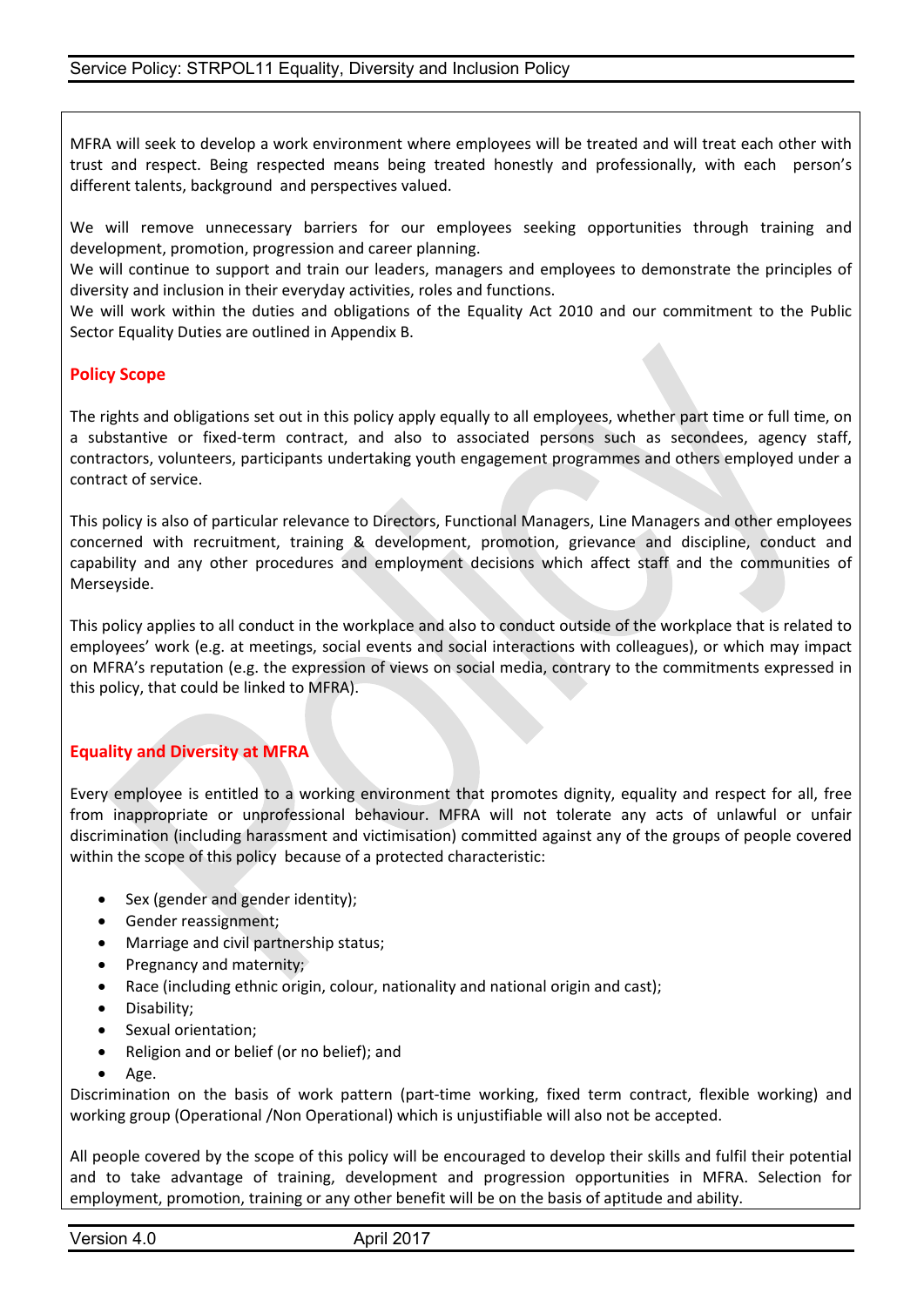MFRA will seek to develop a work environment where employees will be treated and will treat each other with trust and respect. Being respected means being treated honestly and professionally, with each person's different talents, background and perspectives valued.

We will remove unnecessary barriers for our employees seeking opportunities through training and development, promotion, progression and career planning.
We will continue to support and train our leaders, managers and employees to demonstrate the principles of diversity and inclusion in their everyday activities, roles and functions.
We will work within the duties and obligations of the Equality Act 2010 and our commitment to the Public Sector Equality Duties are outlined in Appendix B.

## Policy Scope

The rights and obligations set out in this policy apply equally to all employees, whether part time or full time, on a substantive or fixed-term contract, and also to associated persons such as secondees, agency staff, contractors, volunteers, participants undertaking youth engagement programmes and others employed under a contract of service.

This policy is also of particular relevance to Directors, Functional Managers, Line Managers and other employees concerned with recruitment, training & development, promotion, grievance and discipline, conduct and capability and any other procedures and employment decisions which affect staff and the communities of Merseyside.

This policy applies to all conduct in the workplace and also to conduct outside of the workplace that is related to employees' work (e.g. at meetings, social events and social interactions with colleagues), or which may impact on MFRA's reputation (e.g. the expression of views on social media, contrary to the commitments expressed in this policy, that could be linked to MFRA).

## Equality and Diversity at MFRA

Every employee is entitled to a working environment that promotes dignity, equality and respect for all, free from inappropriate or unprofessional behaviour. MFRA will not tolerate any acts of unlawful or unfair discrimination (including harassment and victimisation) committed against any of the groups of people covered within the scope of this policy because of a protected characteristic:

- Sex (gender and gender identity);
- Gender reassignment;
- Marriage and civil partnership status;
- Pregnancy and maternity;
- Race (including ethnic origin, colour, nationality and national origin and cast);
- Disability;
- Sexual orientation;
- Religion and or belief (or no belief); and
- Age.

Discrimination on the basis of work pattern (part-time working, fixed term contract, flexible working) and working group (Operational /Non Operational) which is unjustifiable will also not be accepted.

All people covered by the scope of this policy will be encouraged to develop their skills and fulfil their potential and to take advantage of training, development and progression opportunities in MFRA. Selection for employment, promotion, training or any other benefit will be on the basis of aptitude and ability.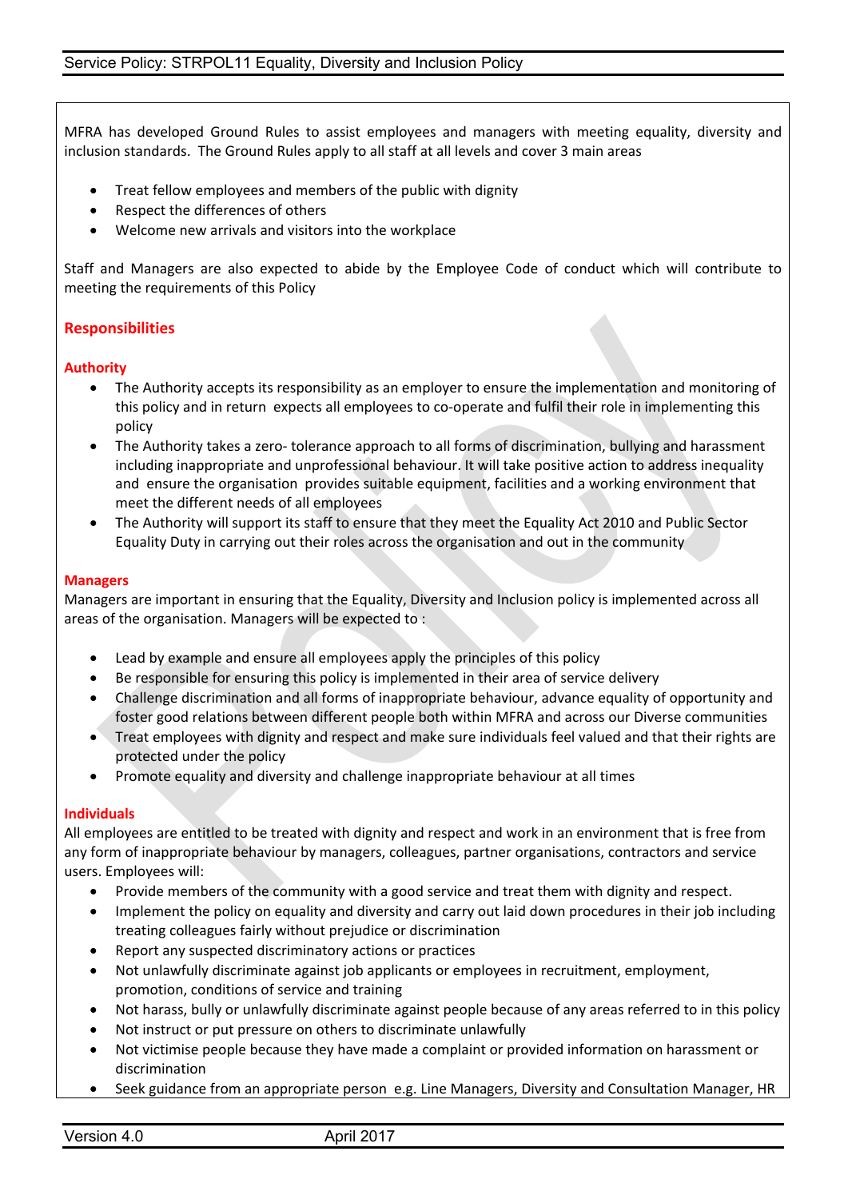MFRA has developed Ground Rules to assist employees and managers with meeting equality, diversity and inclusion standards. The Ground Rules apply to all staff at all levels and cover 3 main areas

- Treat fellow employees and members of the public with dignity
- Respect the differences of others
- Welcome new arrivals and visitors into the workplace

Staff and Managers are also expected to abide by the Employee Code of conduct which will contribute to meeting the requirements of this Policy

## Responsibilities

### Authority

- The Authority accepts its responsibility as an employer to ensure the implementation and monitoring of this policy and in return expects all employees to co-operate and fulfil their role in implementing this policy
- The Authority takes a zero- tolerance approach to all forms of discrimination, bullying and harassment including inappropriate and unprofessional behaviour. It will take positive action to address inequality and ensure the organisation provides suitable equipment, facilities and a working environment that meet the different needs of all employees
- The Authority will support its staff to ensure that they meet the Equality Act 2010 and Public Sector Equality Duty in carrying out their roles across the organisation and out in the community

### Managers

Managers are important in ensuring that the Equality, Diversity and Inclusion policy is implemented across all areas of the organisation. Managers will be expected to :

- Lead by example and ensure all employees apply the principles of this policy
- Be responsible for ensuring this policy is implemented in their area of service delivery
- Challenge discrimination and all forms of inappropriate behaviour, advance equality of opportunity and foster good relations between different people both within MFRA and across our Diverse communities
- Treat employees with dignity and respect and make sure individuals feel valued and that their rights are protected under the policy
- Promote equality and diversity and challenge inappropriate behaviour at all times

### Individuals

All employees are entitled to be treated with dignity and respect and work in an environment that is free from any form of inappropriate behaviour by managers, colleagues, partner organisations, contractors and service users. Employees will:

- Provide members of the community with a good service and treat them with dignity and respect.
- Implement the policy on equality and diversity and carry out laid down procedures in their job including treating colleagues fairly without prejudice or discrimination
- Report any suspected discriminatory actions or practices
- Not unlawfully discriminate against job applicants or employees in recruitment, employment, promotion, conditions of service and training
- Not harass, bully or unlawfully discriminate against people because of any areas referred to in this policy
- Not instruct or put pressure on others to discriminate unlawfully
- Not victimise people because they have made a complaint or provided information on harassment or discrimination
- Seek guidance from an appropriate person e.g. Line Managers, Diversity and Consultation Manager, HR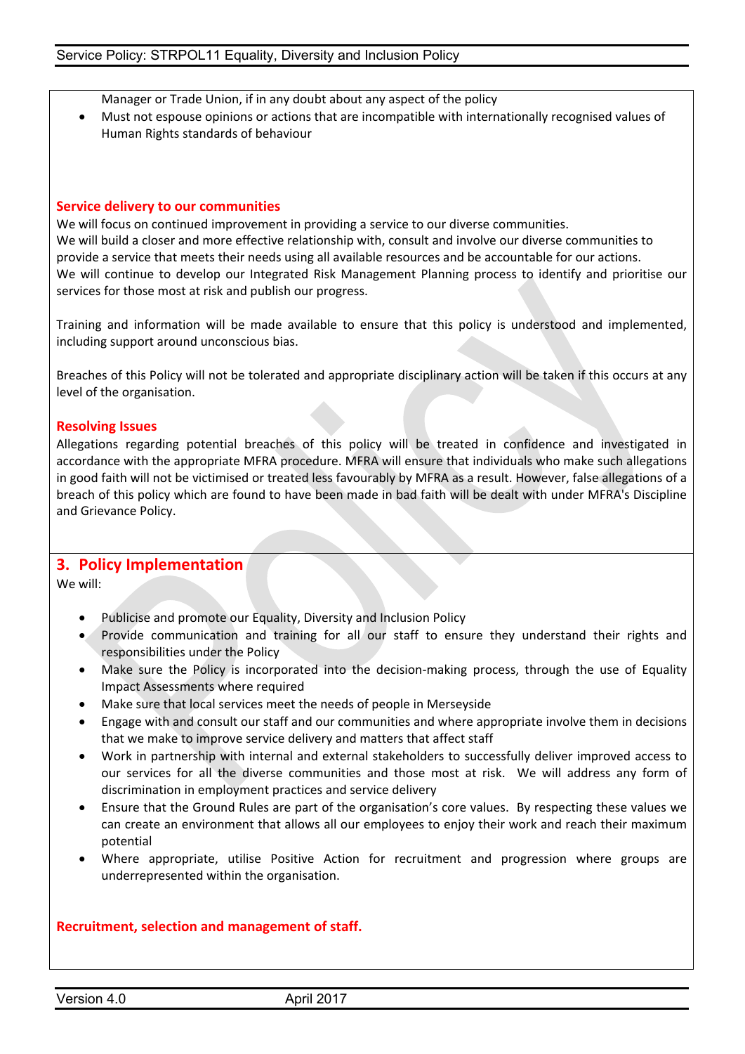Manager or Trade Union, if in any doubt about any aspect of the policy

- Must not espouse opinions or actions that are incompatible with internationally recognised values of Human Rights standards of behaviour

**Service delivery to our communities**

We will focus on continued improvement in providing a service to our diverse communities.
We will build a closer and more effective relationship with, consult and involve our diverse communities to provide a service that meets their needs using all available resources and be accountable for our actions.
We will continue to develop our Integrated Risk Management Planning process to identify and prioritise our services for those most at risk and publish our progress.

Training and information will be made available to ensure that this policy is understood and implemented, including support around unconscious bias.

Breaches of this Policy will not be tolerated and appropriate disciplinary action will be taken if this occurs at any level of the organisation.

**Resolving Issues**

Allegations regarding potential breaches of this policy will be treated in confidence and investigated in accordance with the appropriate MFRA procedure. MFRA will ensure that individuals who make such allegations in good faith will not be victimised or treated less favourably by MFRA as a result. However, false allegations of a breach of this policy which are found to have been made in bad faith will be dealt with under MFRA's Discipline and Grievance Policy.

## 3. Policy Implementation

We will:

- Publicise and promote our Equality, Diversity and Inclusion Policy
- Provide communication and training for all our staff to ensure they understand their rights and responsibilities under the Policy
- Make sure the Policy is incorporated into the decision-making process, through the use of Equality Impact Assessments where required
- Make sure that local services meet the needs of people in Merseyside
- Engage with and consult our staff and our communities and where appropriate involve them in decisions that we make to improve service delivery and matters that affect staff
- Work in partnership with internal and external stakeholders to successfully deliver improved access to our services for all the diverse communities and those most at risk. We will address any form of discrimination in employment practices and service delivery
- Ensure that the Ground Rules are part of the organisation's core values. By respecting these values we can create an environment that allows all our employees to enjoy their work and reach their maximum potential
- Where appropriate, utilise Positive Action for recruitment and progression where groups are underrepresented within the organisation.

**Recruitment, selection and management of staff.**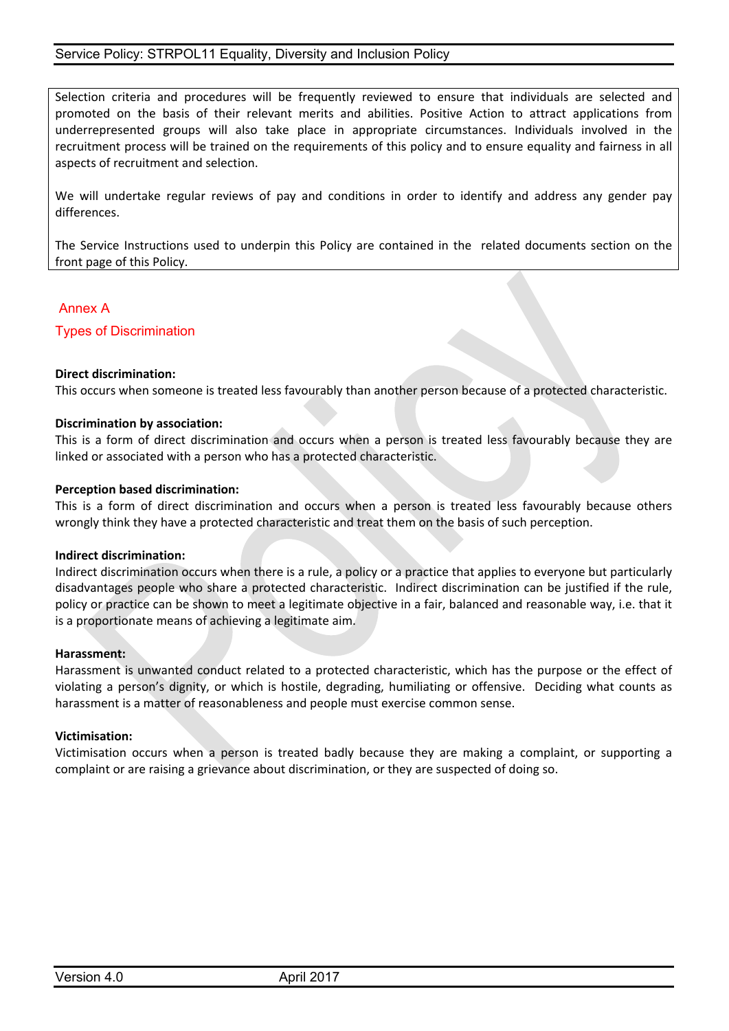Selection criteria and procedures will be frequently reviewed to ensure that individuals are selected and promoted on the basis of their relevant merits and abilities. Positive Action to attract applications from underrepresented groups will also take place in appropriate circumstances. Individuals involved in the recruitment process will be trained on the requirements of this policy and to ensure equality and fairness in all aspects of recruitment and selection.

We will undertake regular reviews of pay and conditions in order to identify and address any gender pay differences.

The Service Instructions used to underpin this Policy are contained in the related documents section on the front page of this Policy.

## Annex A

## Types of Discrimination

**Direct discrimination:**
This occurs when someone is treated less favourably than another person because of a protected characteristic.

**Discrimination by association:**
This is a form of direct discrimination and occurs when a person is treated less favourably because they are linked or associated with a person who has a protected characteristic.

**Perception based discrimination:**
This is a form of direct discrimination and occurs when a person is treated less favourably because others wrongly think they have a protected characteristic and treat them on the basis of such perception.

**Indirect discrimination:**
Indirect discrimination occurs when there is a rule, a policy or a practice that applies to everyone but particularly disadvantages people who share a protected characteristic. Indirect discrimination can be justified if the rule, policy or practice can be shown to meet a legitimate objective in a fair, balanced and reasonable way, i.e. that it is a proportionate means of achieving a legitimate aim.

**Harassment:**
Harassment is unwanted conduct related to a protected characteristic, which has the purpose or the effect of violating a person's dignity, or which is hostile, degrading, humiliating or offensive. Deciding what counts as harassment is a matter of reasonableness and people must exercise common sense.

**Victimisation:**
Victimisation occurs when a person is treated badly because they are making a complaint, or supporting a complaint or are raising a grievance about discrimination, or they are suspected of doing so.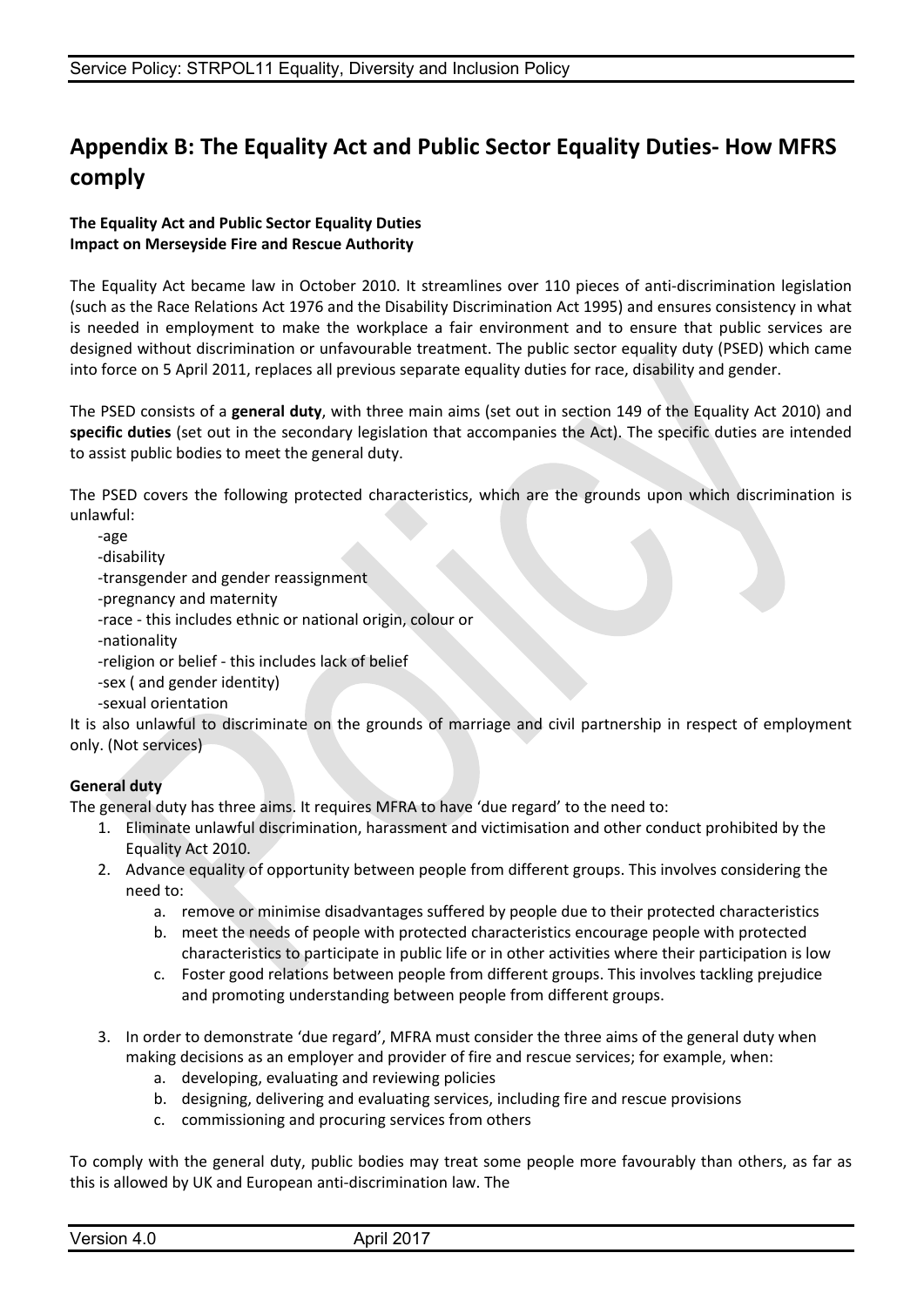## Appendix B: The Equality Act and Public Sector Equality Duties- How MFRS comply

**The Equality Act and Public Sector Equality Duties**
**Impact on Merseyside Fire and Rescue Authority**

The Equality Act became law in October 2010. It streamlines over 110 pieces of anti-discrimination legislation (such as the Race Relations Act 1976 and the Disability Discrimination Act 1995) and ensures consistency in what is needed in employment to make the workplace a fair environment and to ensure that public services are designed without discrimination or unfavourable treatment. The public sector equality duty (PSED) which came into force on 5 April 2011, replaces all previous separate equality duties for race, disability and gender.

The PSED consists of a **general duty**, with three main aims (set out in section 149 of the Equality Act 2010) and **specific duties** (set out in the secondary legislation that accompanies the Act). The specific duties are intended to assist public bodies to meet the general duty.

The PSED covers the following protected characteristics, which are the grounds upon which discrimination is unlawful:

-age
-disability
-transgender and gender reassignment
-pregnancy and maternity
-race - this includes ethnic or national origin, colour or
-nationality
-religion or belief - this includes lack of belief
-sex ( and gender identity)
-sexual orientation

It is also unlawful to discriminate on the grounds of marriage and civil partnership in respect of employment only. (Not services)

**General duty**

The general duty has three aims. It requires MFRA to have 'due regard' to the need to:

1. Eliminate unlawful discrimination, harassment and victimisation and other conduct prohibited by the Equality Act 2010.
2. Advance equality of opportunity between people from different groups. This involves considering the need to:
   a. remove or minimise disadvantages suffered by people due to their protected characteristics
   b. meet the needs of people with protected characteristics encourage people with protected characteristics to participate in public life or in other activities where their participation is low
   c. Foster good relations between people from different groups. This involves tackling prejudice and promoting understanding between people from different groups.

3. In order to demonstrate 'due regard', MFRA must consider the three aims of the general duty when making decisions as an employer and provider of fire and rescue services; for example, when:
   a. developing, evaluating and reviewing policies
   b. designing, delivering and evaluating services, including fire and rescue provisions
   c. commissioning and procuring services from others

To comply with the general duty, public bodies may treat some people more favourably than others, as far as this is allowed by UK and European anti-discrimination law. The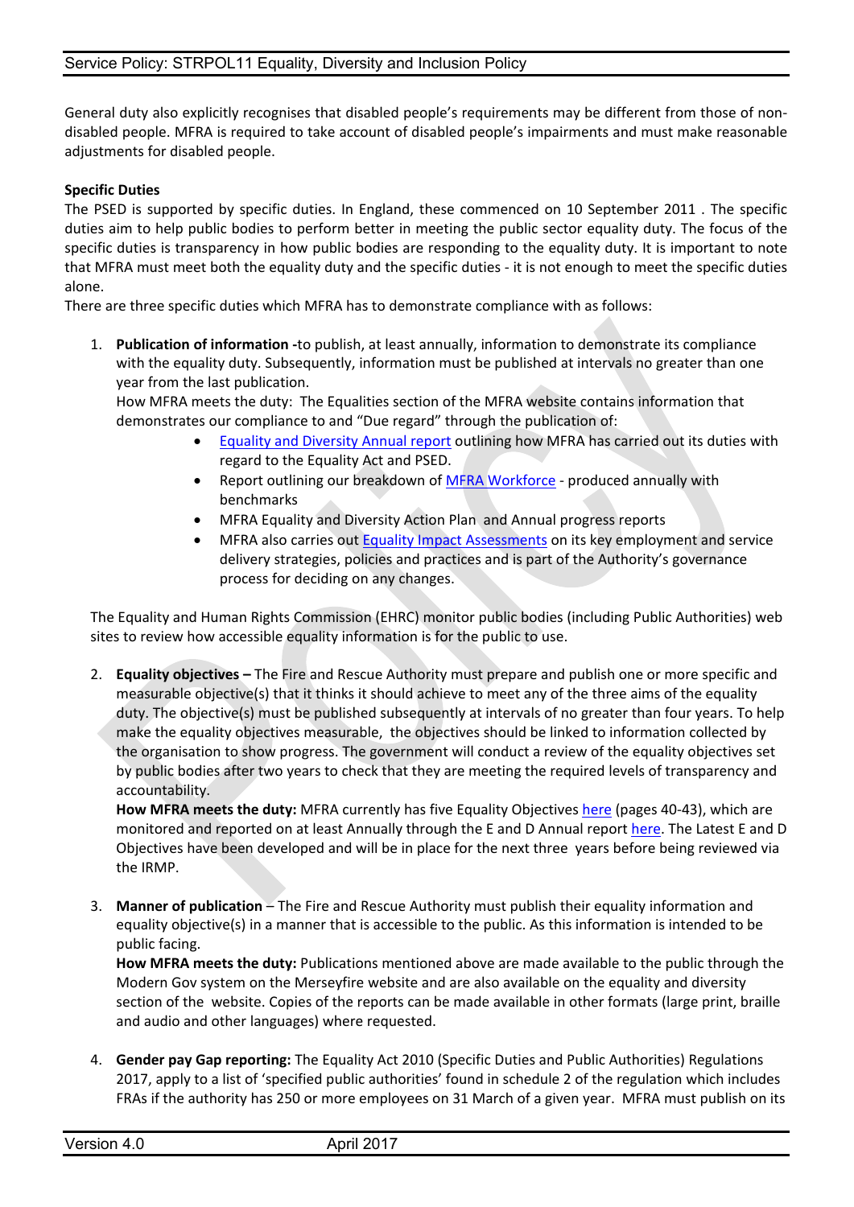General duty also explicitly recognises that disabled people's requirements may be different from those of non-disabled people. MFRA is required to take account of disabled people's impairments and must make reasonable adjustments for disabled people.

**Specific Duties**

The PSED is supported by specific duties. In England, these commenced on 10 September 2011 . The specific duties aim to help public bodies to perform better in meeting the public sector equality duty. The focus of the specific duties is transparency in how public bodies are responding to the equality duty. It is important to note that MFRA must meet both the equality duty and the specific duties - it is not enough to meet the specific duties alone.

There are three specific duties which MFRA has to demonstrate compliance with as follows:

1. **Publication of information -**to publish, at least annually, information to demonstrate its compliance with the equality duty. Subsequently, information must be published at intervals no greater than one year from the last publication.

   How MFRA meets the duty: The Equalities section of the MFRA website contains information that demonstrates our compliance to and "Due regard" through the publication of:

   - Equality and Diversity Annual report outlining how MFRA has carried out its duties with regard to the Equality Act and PSED.
   - Report outlining our breakdown of MFRA Workforce - produced annually with benchmarks
   - MFRA Equality and Diversity Action Plan and Annual progress reports
   - MFRA also carries out Equality Impact Assessments on its key employment and service delivery strategies, policies and practices and is part of the Authority's governance process for deciding on any changes.

   The Equality and Human Rights Commission (EHRC) monitor public bodies (including Public Authorities) web sites to review how accessible equality information is for the public to use.

2. **Equality objectives –** The Fire and Rescue Authority must prepare and publish one or more specific and measurable objective(s) that it thinks it should achieve to meet any of the three aims of the equality duty. The objective(s) must be published subsequently at intervals of no greater than four years. To help make the equality objectives measurable, the objectives should be linked to information collected by the organisation to show progress. The government will conduct a review of the equality objectives set by public bodies after two years to check that they are meeting the required levels of transparency and accountability.

   **How MFRA meets the duty:** MFRA currently has five Equality Objectives here (pages 40-43), which are monitored and reported on at least Annually through the E and D Annual report here. The Latest E and D Objectives have been developed and will be in place for the next three years before being reviewed via the IRMP.

3. **Manner of publication** – The Fire and Rescue Authority must publish their equality information and equality objective(s) in a manner that is accessible to the public. As this information is intended to be public facing.

   **How MFRA meets the duty:** Publications mentioned above are made available to the public through the Modern Gov system on the Merseyfire website and are also available on the equality and diversity section of the website. Copies of the reports can be made available in other formats (large print, braille and audio and other languages) where requested.

4. **Gender pay Gap reporting:** The Equality Act 2010 (Specific Duties and Public Authorities) Regulations 2017, apply to a list of 'specified public authorities' found in schedule 2 of the regulation which includes FRAs if the authority has 250 or more employees on 31 March of a given year. MFRA must publish on its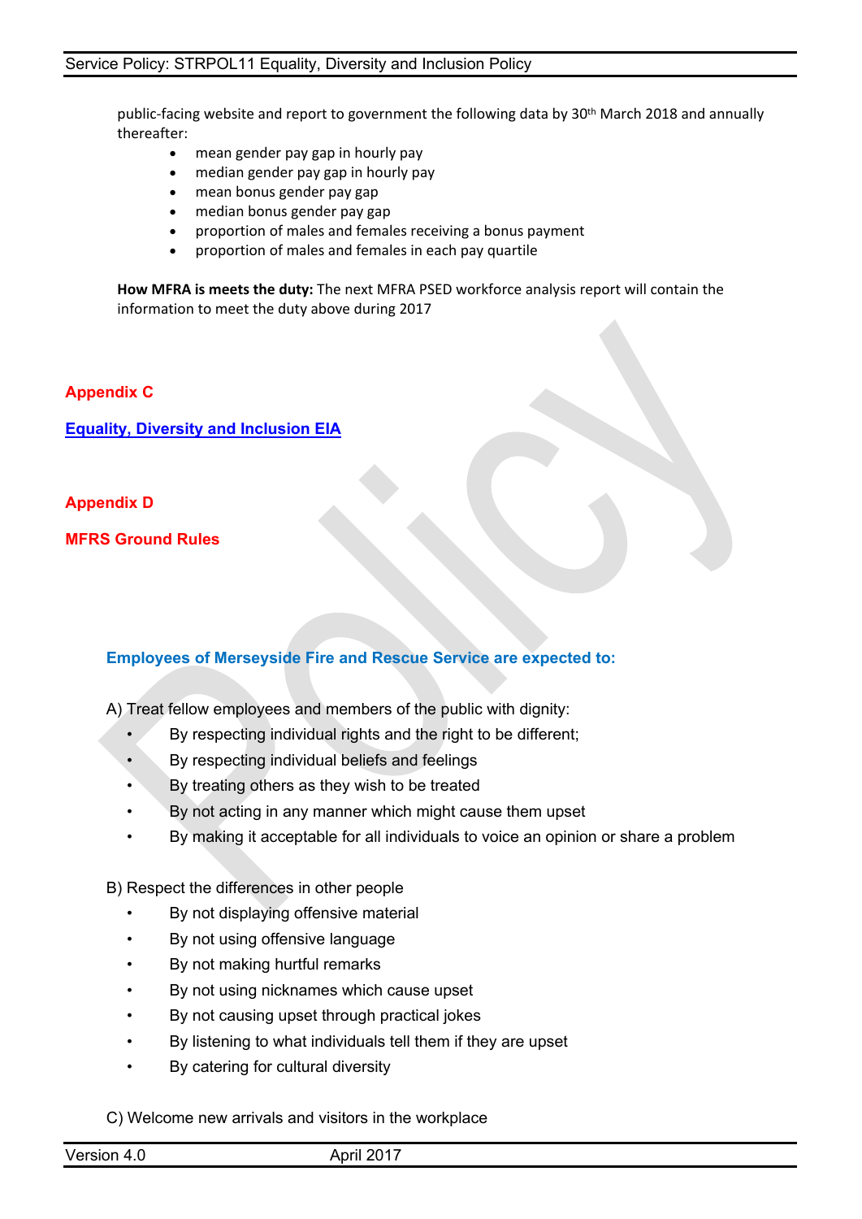public-facing website and report to government the following data by 30th March 2018 and annually thereafter:

- mean gender pay gap in hourly pay
- median gender pay gap in hourly pay
- mean bonus gender pay gap
- median bonus gender pay gap
- proportion of males and females receiving a bonus payment
- proportion of males and females in each pay quartile

**How MFRA is meets the duty:** The next MFRA PSED workforce analysis report will contain the information to meet the duty above during 2017

## Appendix C

**Equality, Diversity and Inclusion EIA**

## Appendix D

## MFRS Ground Rules

### Employees of Merseyside Fire and Rescue Service are expected to:

A) Treat fellow employees and members of the public with dignity:

- By respecting individual rights and the right to be different;
- By respecting individual beliefs and feelings
- By treating others as they wish to be treated
- By not acting in any manner which might cause them upset
- By making it acceptable for all individuals to voice an opinion or share a problem

B) Respect the differences in other people

- By not displaying offensive material
- By not using offensive language
- By not making hurtful remarks
- By not using nicknames which cause upset
- By not causing upset through practical jokes
- By listening to what individuals tell them if they are upset
- By catering for cultural diversity

C) Welcome new arrivals and visitors in the workplace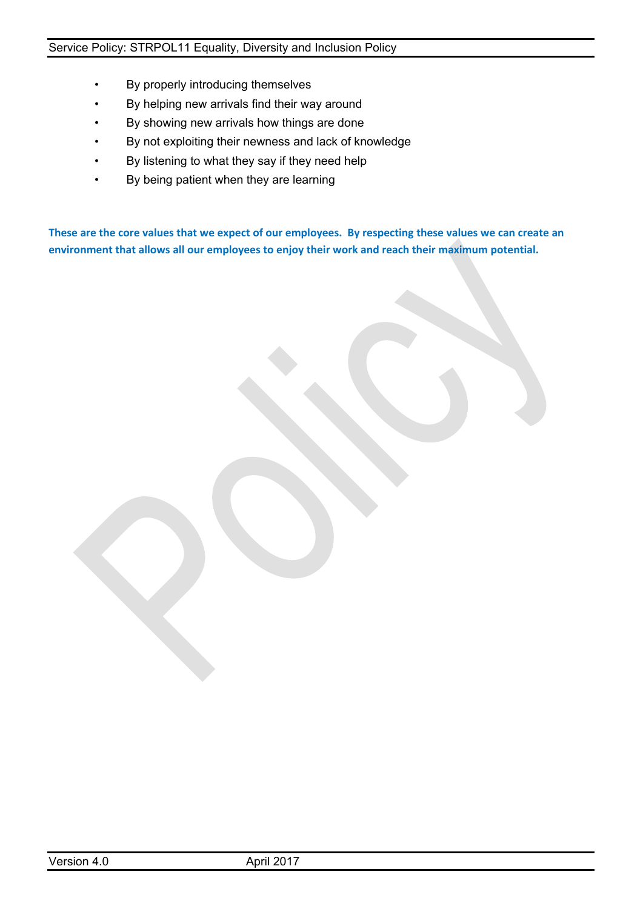- By properly introducing themselves
- By helping new arrivals find their way around
- By showing new arrivals how things are done
- By not exploiting their newness and lack of knowledge
- By listening to what they say if they need help
- By being patient when they are learning

**These are the core values that we expect of our employees. By respecting these values we can create an environment that allows all our employees to enjoy their work and reach their maximum potential.**